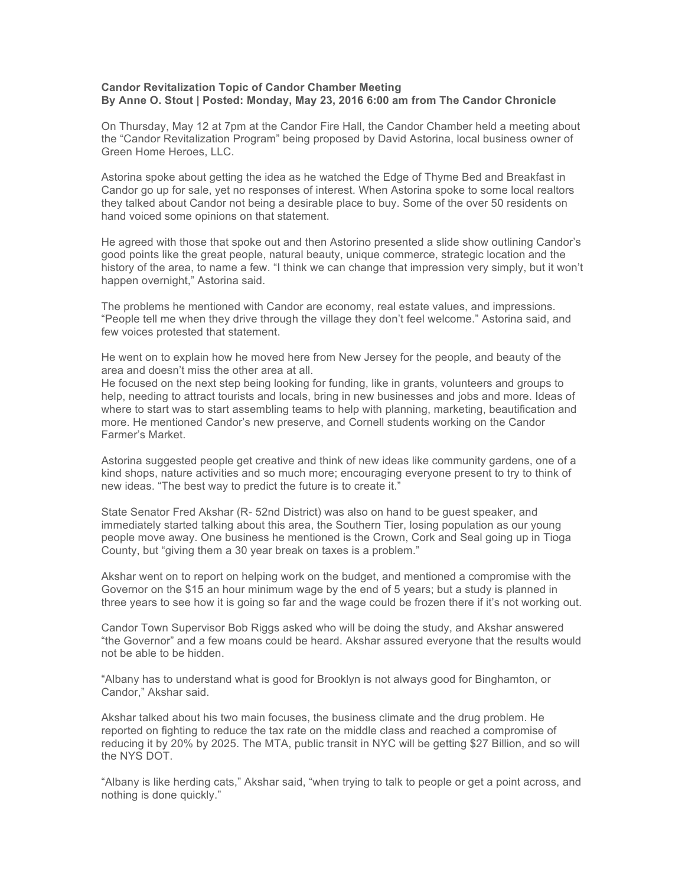**Candor Revitalization Topic of Candor Chamber Meeting**
**By Anne O. Stout | Posted: Monday, May 23, 2016 6:00 am from The Candor Chronicle**

On Thursday, May 12 at 7pm at the Candor Fire Hall, the Candor Chamber held a meeting about the "Candor Revitalization Program" being proposed by David Astorina, local business owner of Green Home Heroes, LLC.

Astorina spoke about getting the idea as he watched the Edge of Thyme Bed and Breakfast in Candor go up for sale, yet no responses of interest. When Astorina spoke to some local realtors they talked about Candor not being a desirable place to buy. Some of the over 50 residents on hand voiced some opinions on that statement.

He agreed with those that spoke out and then Astorino presented a slide show outlining Candor's good points like the great people, natural beauty, unique commerce, strategic location and the history of the area, to name a few. "I think we can change that impression very simply, but it won't happen overnight," Astorina said.

The problems he mentioned with Candor are economy, real estate values, and impressions. "People tell me when they drive through the village they don't feel welcome." Astorina said, and few voices protested that statement.

He went on to explain how he moved here from New Jersey for the people, and beauty of the area and doesn't miss the other area at all.
He focused on the next step being looking for funding, like in grants, volunteers and groups to help, needing to attract tourists and locals, bring in new businesses and jobs and more. Ideas of where to start was to start assembling teams to help with planning, marketing, beautification and more. He mentioned Candor's new preserve, and Cornell students working on the Candor Farmer's Market.

Astorina suggested people get creative and think of new ideas like community gardens, one of a kind shops, nature activities and so much more; encouraging everyone present to try to think of new ideas. "The best way to predict the future is to create it."

State Senator Fred Akshar (R- 52nd District) was also on hand to be guest speaker, and immediately started talking about this area, the Southern Tier, losing population as our young people move away. One business he mentioned is the Crown, Cork and Seal going up in Tioga County, but "giving them a 30 year break on taxes is a problem."

Akshar went on to report on helping work on the budget, and mentioned a compromise with the Governor on the $15 an hour minimum wage by the end of 5 years; but a study is planned in three years to see how it is going so far and the wage could be frozen there if it's not working out.

Candor Town Supervisor Bob Riggs asked who will be doing the study, and Akshar answered "the Governor" and a few moans could be heard. Akshar assured everyone that the results would not be able to be hidden.

"Albany has to understand what is good for Brooklyn is not always good for Binghamton, or Candor," Akshar said.

Akshar talked about his two main focuses, the business climate and the drug problem. He reported on fighting to reduce the tax rate on the middle class and reached a compromise of reducing it by 20% by 2025. The MTA, public transit in NYC will be getting $27 Billion, and so will the NYS DOT.

"Albany is like herding cats," Akshar said, "when trying to talk to people or get a point across, and nothing is done quickly."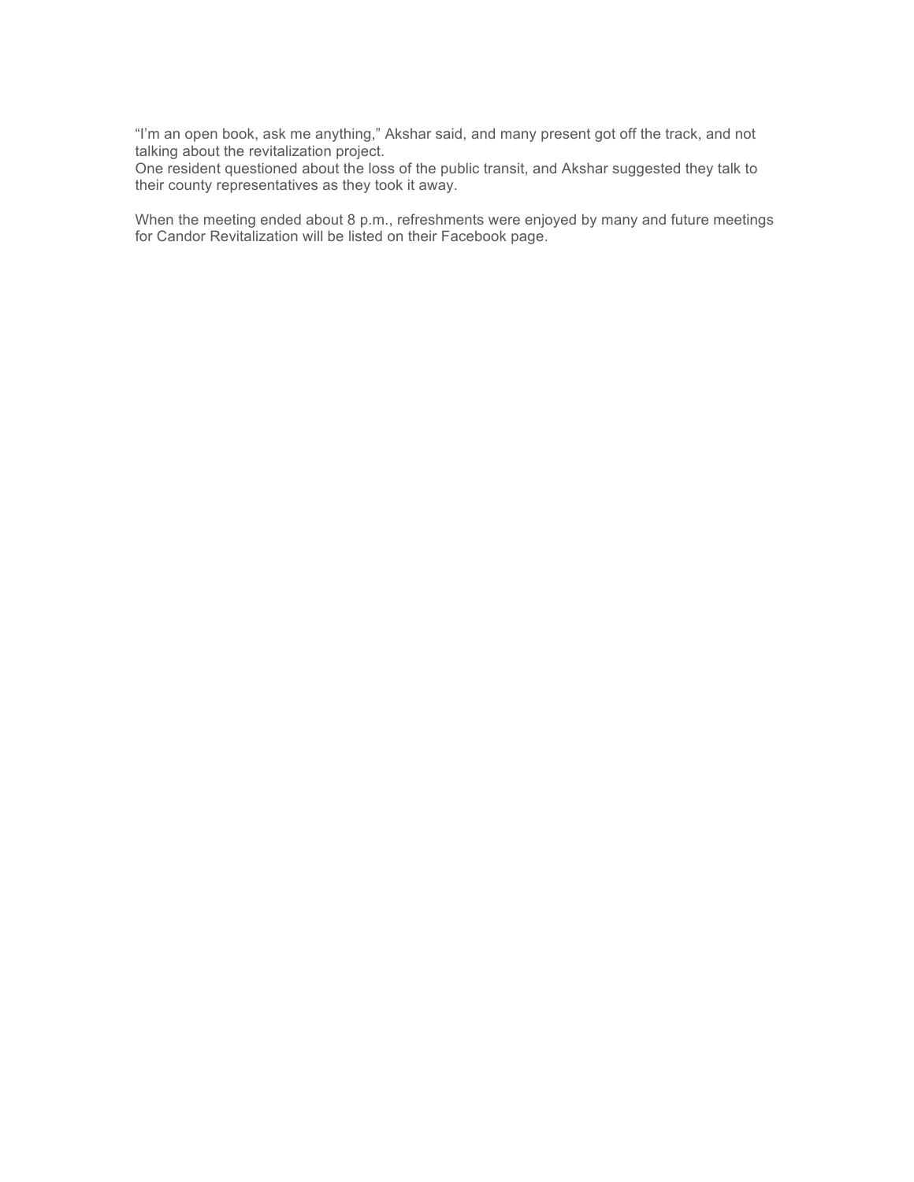"I'm an open book, ask me anything," Akshar said, and many present got off the track, and not talking about the revitalization project.
One resident questioned about the loss of the public transit, and Akshar suggested they talk to their county representatives as they took it away.

When the meeting ended about 8 p.m., refreshments were enjoyed by many and future meetings for Candor Revitalization will be listed on their Facebook page.